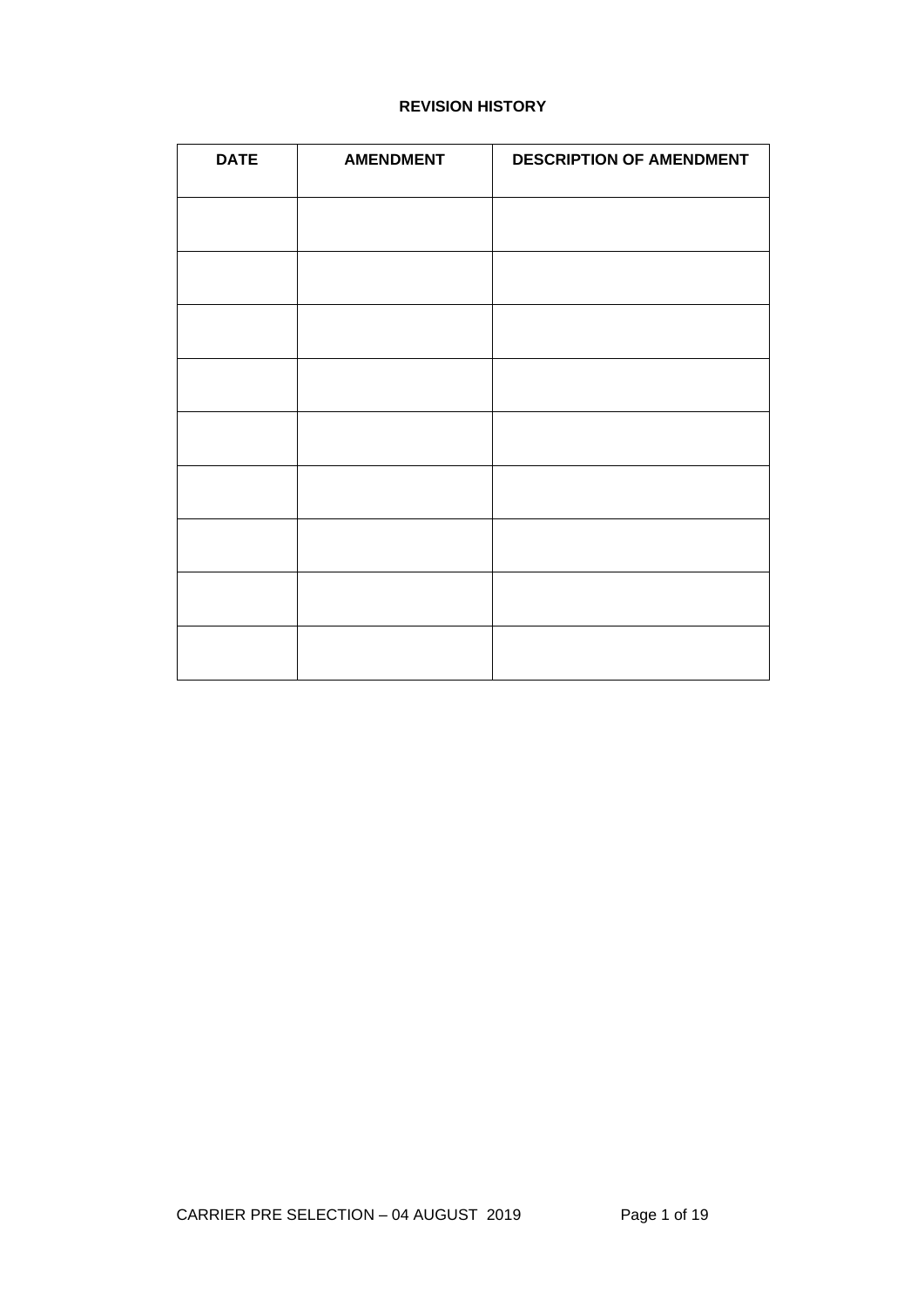**REVISION HISTORY**

| DATE | AMENDMENT | DESCRIPTION OF AMENDMENT |
|---|---|---|
| | | |
| | | |
| | | |
| | | |
| | | |
| | | |
| | | |
| | | |
| | | |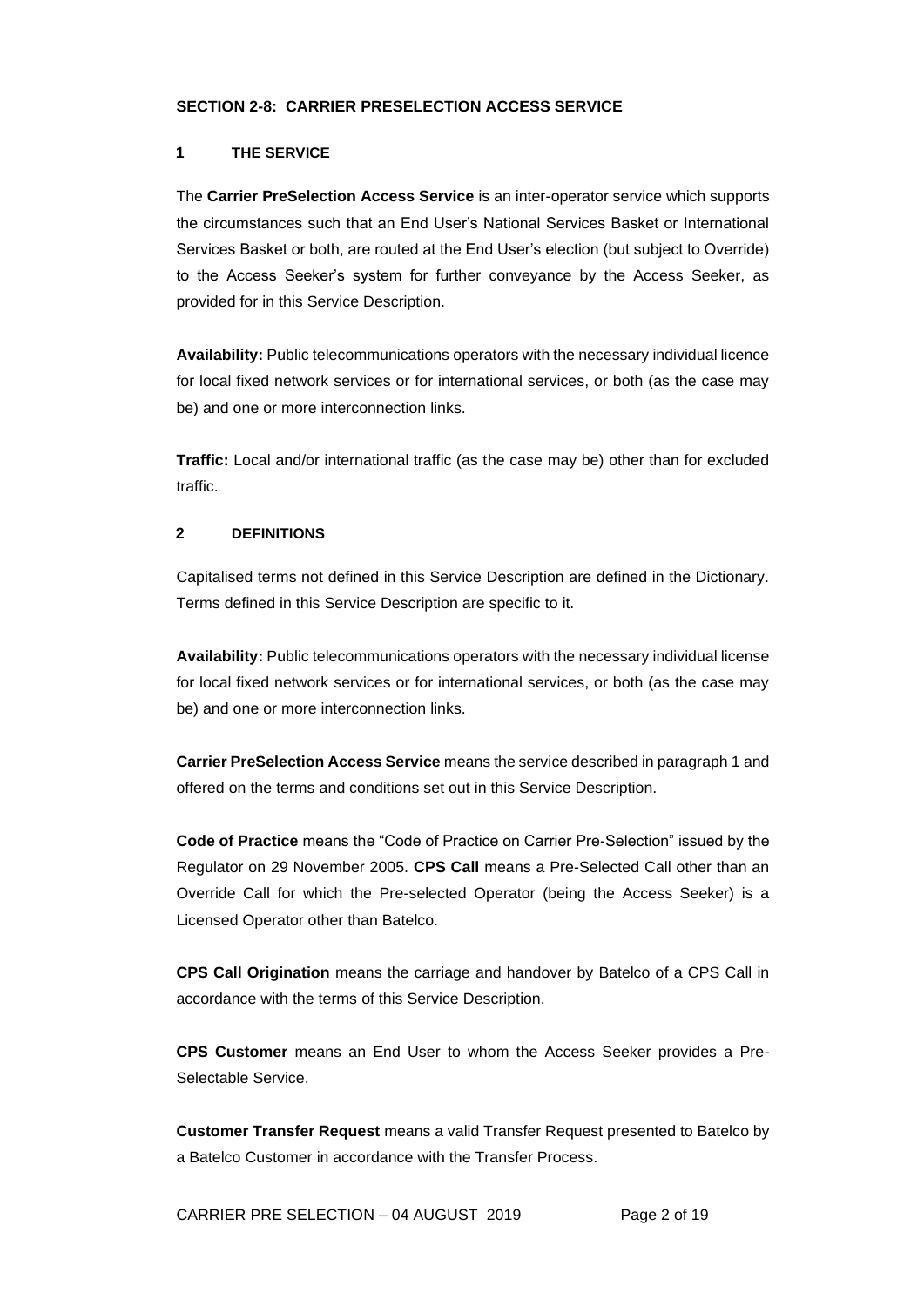## SECTION 2-8: CARRIER PRESELECTION ACCESS SERVICE

### 1 THE SERVICE

The **Carrier PreSelection Access Service** is an inter-operator service which supports the circumstances such that an End User's National Services Basket or International Services Basket or both, are routed at the End User's election (but subject to Override) to the Access Seeker's system for further conveyance by the Access Seeker, as provided for in this Service Description.

**Availability:** Public telecommunications operators with the necessary individual licence for local fixed network services or for international services, or both (as the case may be) and one or more interconnection links.

**Traffic:** Local and/or international traffic (as the case may be) other than for excluded traffic.

### 2 DEFINITIONS

Capitalised terms not defined in this Service Description are defined in the Dictionary. Terms defined in this Service Description are specific to it.

**Availability:** Public telecommunications operators with the necessary individual license for local fixed network services or for international services, or both (as the case may be) and one or more interconnection links.

**Carrier PreSelection Access Service** means the service described in paragraph 1 and offered on the terms and conditions set out in this Service Description.

**Code of Practice** means the "Code of Practice on Carrier Pre-Selection" issued by the Regulator on 29 November 2005. **CPS Call** means a Pre-Selected Call other than an Override Call for which the Pre-selected Operator (being the Access Seeker) is a Licensed Operator other than Batelco.

**CPS Call Origination** means the carriage and handover by Batelco of a CPS Call in accordance with the terms of this Service Description.

**CPS Customer** means an End User to whom the Access Seeker provides a Pre-Selectable Service.

**Customer Transfer Request** means a valid Transfer Request presented to Batelco by a Batelco Customer in accordance with the Transfer Process.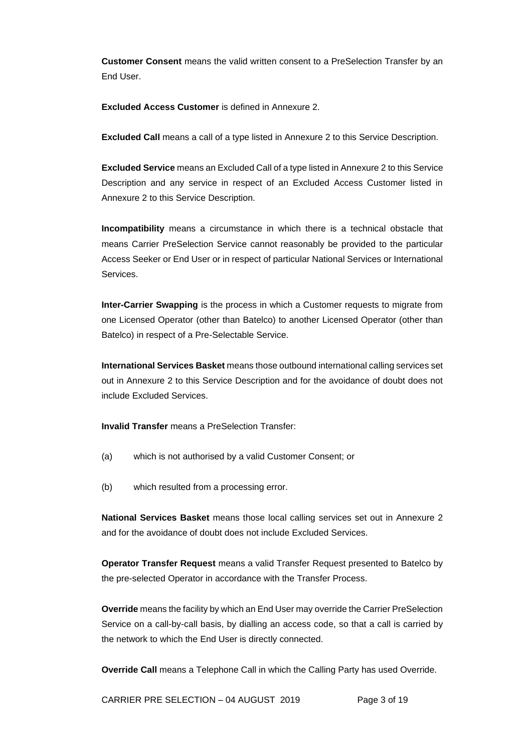**Customer Consent** means the valid written consent to a PreSelection Transfer by an End User.

**Excluded Access Customer** is defined in Annexure 2.

**Excluded Call** means a call of a type listed in Annexure 2 to this Service Description.

**Excluded Service** means an Excluded Call of a type listed in Annexure 2 to this Service Description and any service in respect of an Excluded Access Customer listed in Annexure 2 to this Service Description.

**Incompatibility** means a circumstance in which there is a technical obstacle that means Carrier PreSelection Service cannot reasonably be provided to the particular Access Seeker or End User or in respect of particular National Services or International Services.

**Inter-Carrier Swapping** is the process in which a Customer requests to migrate from one Licensed Operator (other than Batelco) to another Licensed Operator (other than Batelco) in respect of a Pre-Selectable Service.

**International Services Basket** means those outbound international calling services set out in Annexure 2 to this Service Description and for the avoidance of doubt does not include Excluded Services.

**Invalid Transfer** means a PreSelection Transfer:

(a) which is not authorised by a valid Customer Consent; or

(b) which resulted from a processing error.

**National Services Basket** means those local calling services set out in Annexure 2 and for the avoidance of doubt does not include Excluded Services.

**Operator Transfer Request** means a valid Transfer Request presented to Batelco by the pre-selected Operator in accordance with the Transfer Process.

**Override** means the facility by which an End User may override the Carrier PreSelection Service on a call-by-call basis, by dialling an access code, so that a call is carried by the network to which the End User is directly connected.

**Override Call** means a Telephone Call in which the Calling Party has used Override.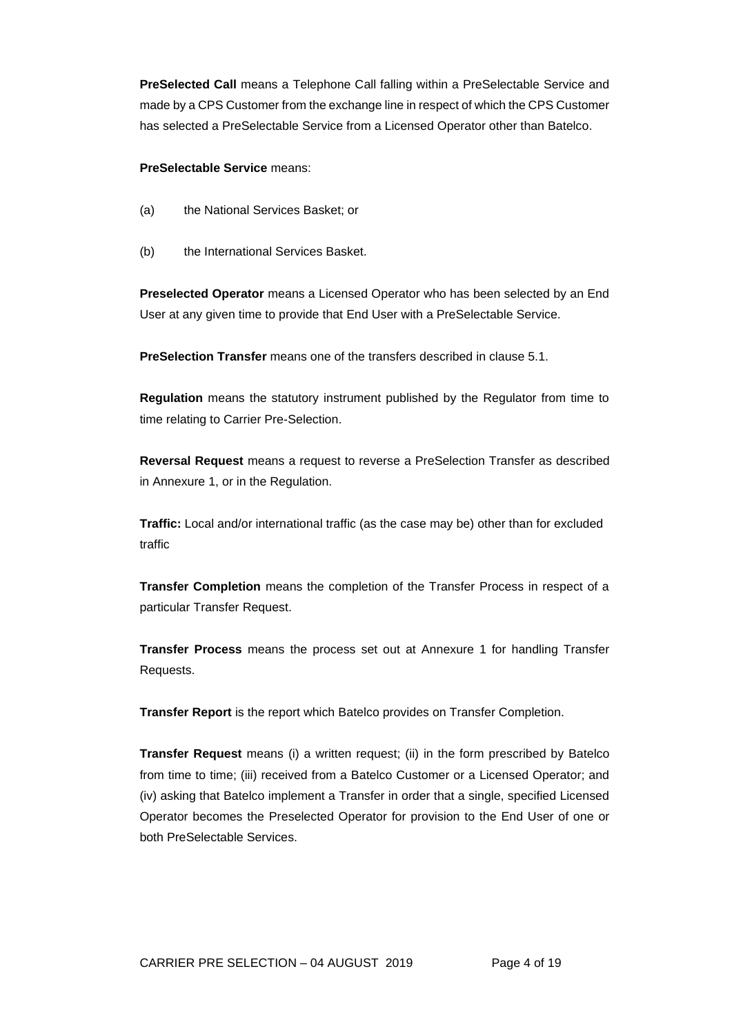**PreSelected Call** means a Telephone Call falling within a PreSelectable Service and made by a CPS Customer from the exchange line in respect of which the CPS Customer has selected a PreSelectable Service from a Licensed Operator other than Batelco.

**PreSelectable Service** means:

(a) the National Services Basket; or

(b) the International Services Basket.

**Preselected Operator** means a Licensed Operator who has been selected by an End User at any given time to provide that End User with a PreSelectable Service.

**PreSelection Transfer** means one of the transfers described in clause 5.1.

**Regulation** means the statutory instrument published by the Regulator from time to time relating to Carrier Pre-Selection.

**Reversal Request** means a request to reverse a PreSelection Transfer as described in Annexure 1, or in the Regulation.

**Traffic:** Local and/or international traffic (as the case may be) other than for excluded traffic

**Transfer Completion** means the completion of the Transfer Process in respect of a particular Transfer Request.

**Transfer Process** means the process set out at Annexure 1 for handling Transfer Requests.

**Transfer Report** is the report which Batelco provides on Transfer Completion.

**Transfer Request** means (i) a written request; (ii) in the form prescribed by Batelco from time to time; (iii) received from a Batelco Customer or a Licensed Operator; and (iv) asking that Batelco implement a Transfer in order that a single, specified Licensed Operator becomes the Preselected Operator for provision to the End User of one or both PreSelectable Services.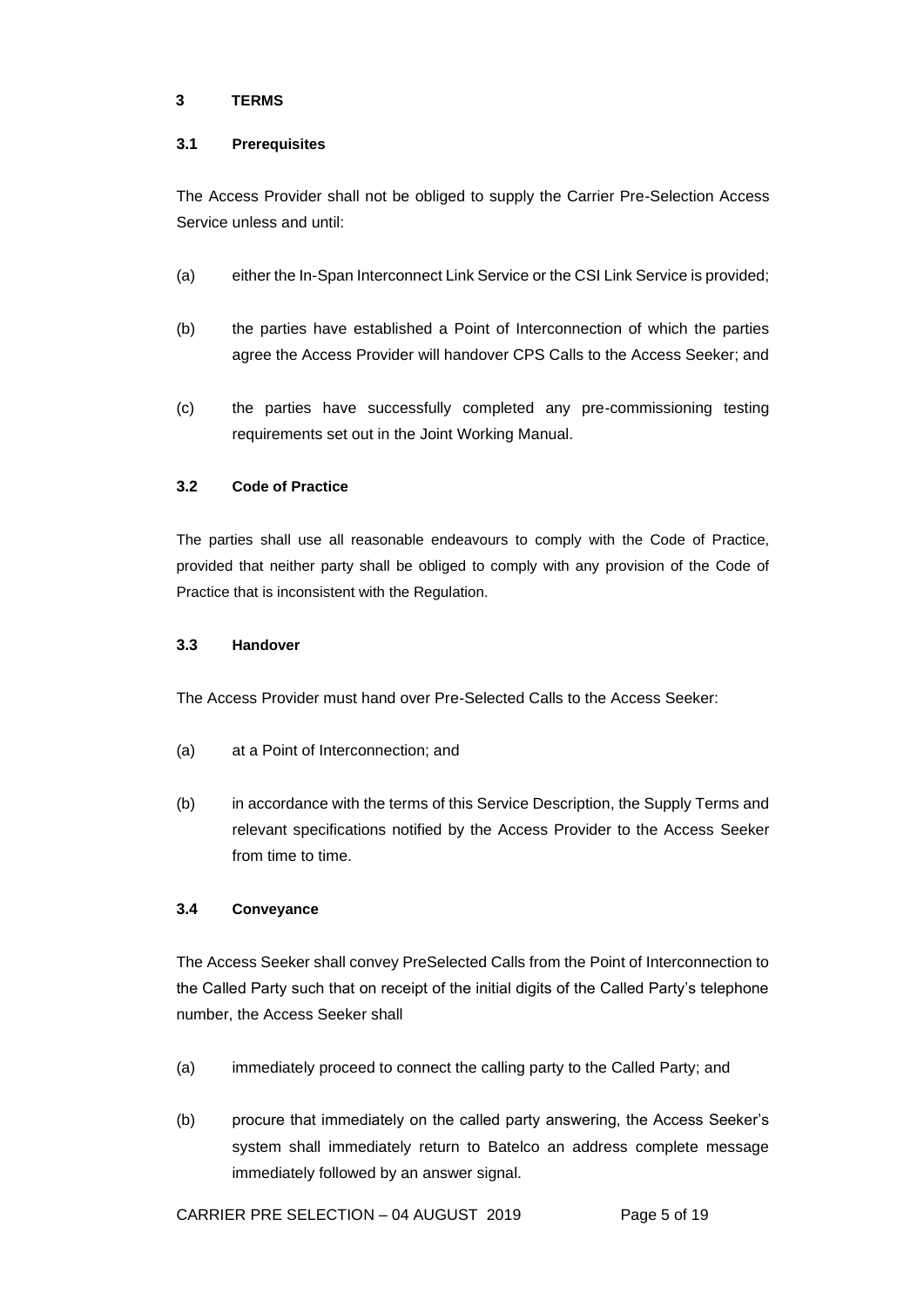# 3 TERMS

## 3.1 Prerequisites

The Access Provider shall not be obliged to supply the Carrier Pre-Selection Access Service unless and until:

(a) either the In-Span Interconnect Link Service or the CSI Link Service is provided;

(b) the parties have established a Point of Interconnection of which the parties agree the Access Provider will handover CPS Calls to the Access Seeker; and

(c) the parties have successfully completed any pre-commissioning testing requirements set out in the Joint Working Manual.

## 3.2 Code of Practice

The parties shall use all reasonable endeavours to comply with the Code of Practice, provided that neither party shall be obliged to comply with any provision of the Code of Practice that is inconsistent with the Regulation.

## 3.3 Handover

The Access Provider must hand over Pre-Selected Calls to the Access Seeker:

(a) at a Point of Interconnection; and

(b) in accordance with the terms of this Service Description, the Supply Terms and relevant specifications notified by the Access Provider to the Access Seeker from time to time.

## 3.4 Conveyance

The Access Seeker shall convey PreSelected Calls from the Point of Interconnection to the Called Party such that on receipt of the initial digits of the Called Party's telephone number, the Access Seeker shall

(a) immediately proceed to connect the calling party to the Called Party; and

(b) procure that immediately on the called party answering, the Access Seeker's system shall immediately return to Batelco an address complete message immediately followed by an answer signal.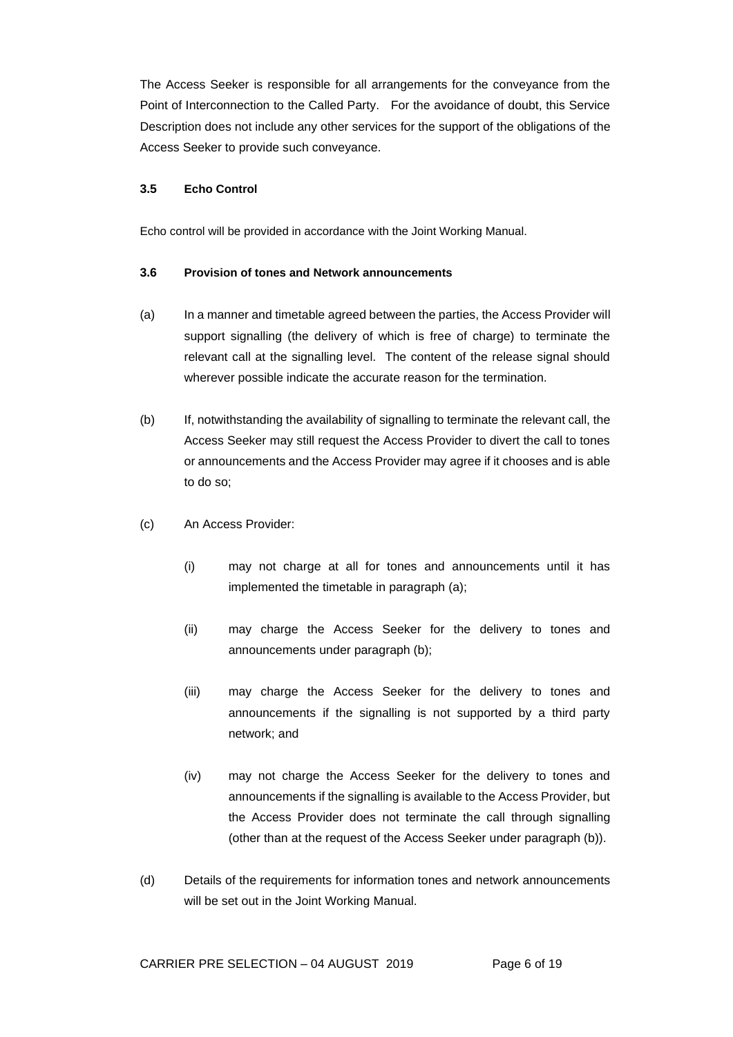The Access Seeker is responsible for all arrangements for the conveyance from the Point of Interconnection to the Called Party. For the avoidance of doubt, this Service Description does not include any other services for the support of the obligations of the Access Seeker to provide such conveyance.

### 3.5 Echo Control

Echo control will be provided in accordance with the Joint Working Manual.

### 3.6 Provision of tones and Network announcements

(a) In a manner and timetable agreed between the parties, the Access Provider will support signalling (the delivery of which is free of charge) to terminate the relevant call at the signalling level. The content of the release signal should wherever possible indicate the accurate reason for the termination.

(b) If, notwithstanding the availability of signalling to terminate the relevant call, the Access Seeker may still request the Access Provider to divert the call to tones or announcements and the Access Provider may agree if it chooses and is able to do so;

(c) An Access Provider:

(i) may not charge at all for tones and announcements until it has implemented the timetable in paragraph (a);

(ii) may charge the Access Seeker for the delivery to tones and announcements under paragraph (b);

(iii) may charge the Access Seeker for the delivery to tones and announcements if the signalling is not supported by a third party network; and

(iv) may not charge the Access Seeker for the delivery to tones and announcements if the signalling is available to the Access Provider, but the Access Provider does not terminate the call through signalling (other than at the request of the Access Seeker under paragraph (b)).

(d) Details of the requirements for information tones and network announcements will be set out in the Joint Working Manual.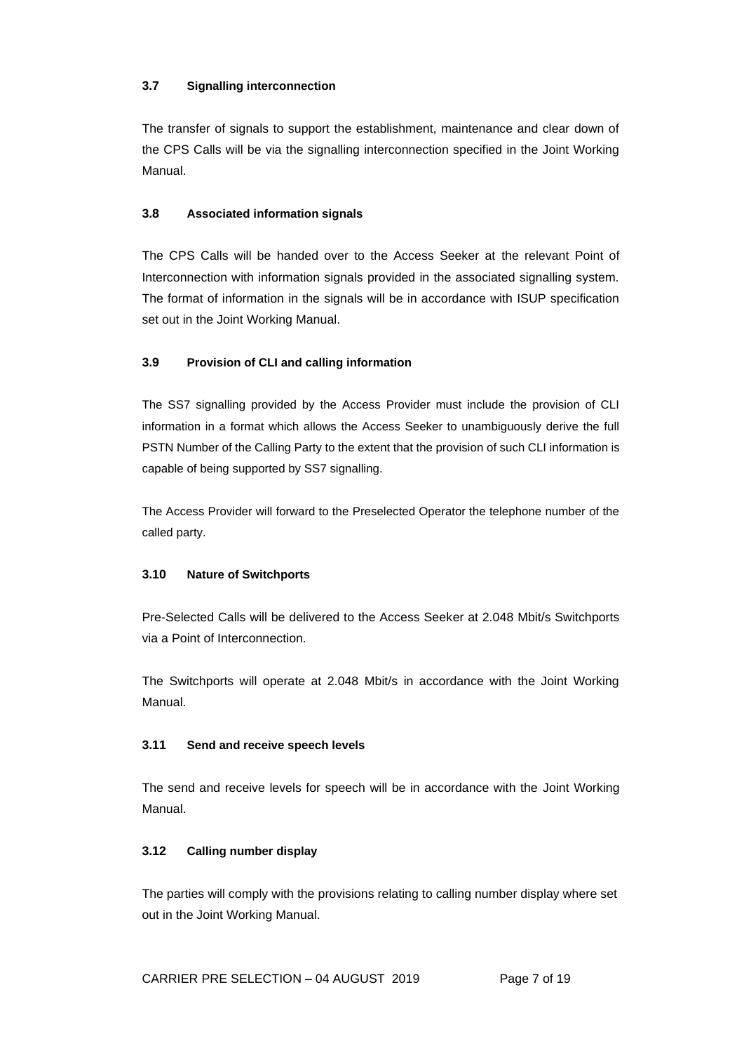### 3.7 Signalling interconnection

The transfer of signals to support the establishment, maintenance and clear down of the CPS Calls will be via the signalling interconnection specified in the Joint Working Manual.

### 3.8 Associated information signals

The CPS Calls will be handed over to the Access Seeker at the relevant Point of Interconnection with information signals provided in the associated signalling system. The format of information in the signals will be in accordance with ISUP specification set out in the Joint Working Manual.

### 3.9 Provision of CLI and calling information

The SS7 signalling provided by the Access Provider must include the provision of CLI information in a format which allows the Access Seeker to unambiguously derive the full PSTN Number of the Calling Party to the extent that the provision of such CLI information is capable of being supported by SS7 signalling.

The Access Provider will forward to the Preselected Operator the telephone number of the called party.

### 3.10 Nature of Switchports

Pre-Selected Calls will be delivered to the Access Seeker at 2.048 Mbit/s Switchports via a Point of Interconnection.

The Switchports will operate at 2.048 Mbit/s in accordance with the Joint Working Manual.

### 3.11 Send and receive speech levels

The send and receive levels for speech will be in accordance with the Joint Working Manual.

### 3.12 Calling number display

The parties will comply with the provisions relating to calling number display where set out in the Joint Working Manual.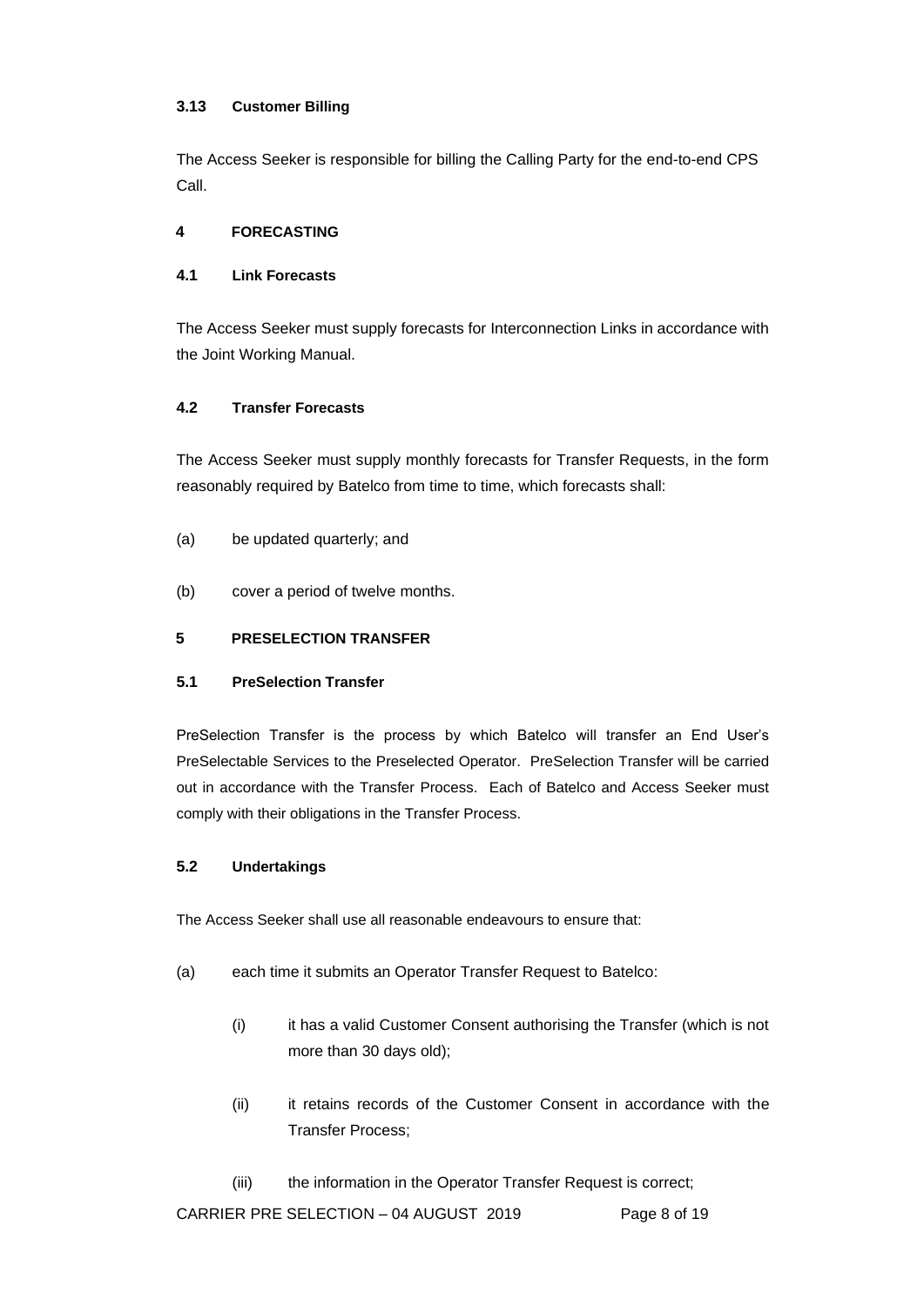### 3.13 Customer Billing

The Access Seeker is responsible for billing the Calling Party for the end-to-end CPS Call.

## 4 FORECASTING

### 4.1 Link Forecasts

The Access Seeker must supply forecasts for Interconnection Links in accordance with the Joint Working Manual.

### 4.2 Transfer Forecasts

The Access Seeker must supply monthly forecasts for Transfer Requests, in the form reasonably required by Batelco from time to time, which forecasts shall:

(a) be updated quarterly; and

(b) cover a period of twelve months.

## 5 PRESELECTION TRANSFER

### 5.1 PreSelection Transfer

PreSelection Transfer is the process by which Batelco will transfer an End User's PreSelectable Services to the Preselected Operator. PreSelection Transfer will be carried out in accordance with the Transfer Process. Each of Batelco and Access Seeker must comply with their obligations in the Transfer Process.

### 5.2 Undertakings

The Access Seeker shall use all reasonable endeavours to ensure that:

(a) each time it submits an Operator Transfer Request to Batelco:

   (i) it has a valid Customer Consent authorising the Transfer (which is not more than 30 days old);

   (ii) it retains records of the Customer Consent in accordance with the Transfer Process;

   (iii) the information in the Operator Transfer Request is correct;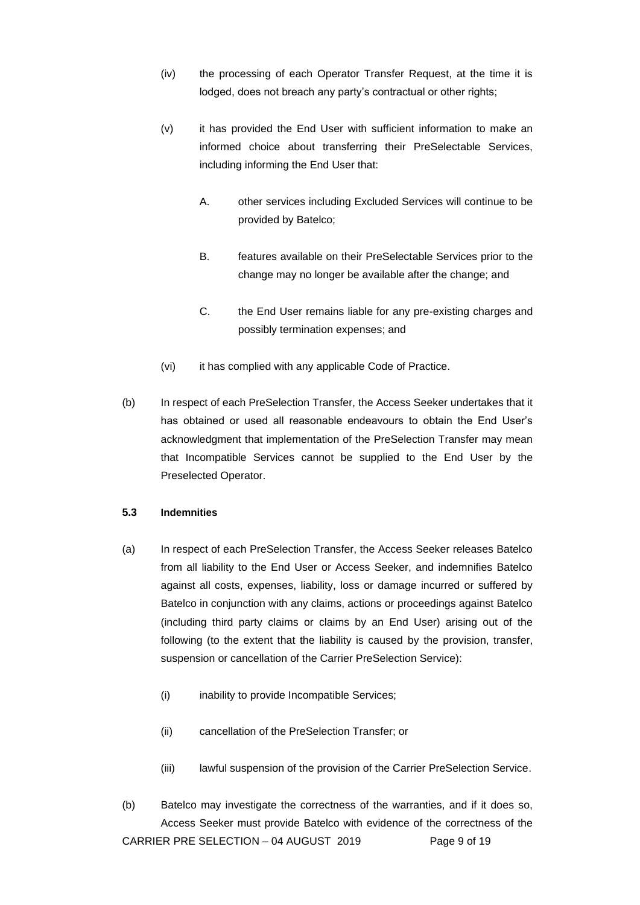(iv) the processing of each Operator Transfer Request, at the time it is lodged, does not breach any party's contractual or other rights;

(v) it has provided the End User with sufficient information to make an informed choice about transferring their PreSelectable Services, including informing the End User that:

A. other services including Excluded Services will continue to be provided by Batelco;

B. features available on their PreSelectable Services prior to the change may no longer be available after the change; and

C. the End User remains liable for any pre-existing charges and possibly termination expenses; and

(vi) it has complied with any applicable Code of Practice.

(b) In respect of each PreSelection Transfer, the Access Seeker undertakes that it has obtained or used all reasonable endeavours to obtain the End User's acknowledgment that implementation of the PreSelection Transfer may mean that Incompatible Services cannot be supplied to the End User by the Preselected Operator.

**5.3 Indemnities**

(a) In respect of each PreSelection Transfer, the Access Seeker releases Batelco from all liability to the End User or Access Seeker, and indemnifies Batelco against all costs, expenses, liability, loss or damage incurred or suffered by Batelco in conjunction with any claims, actions or proceedings against Batelco (including third party claims or claims by an End User) arising out of the following (to the extent that the liability is caused by the provision, transfer, suspension or cancellation of the Carrier PreSelection Service):

(i) inability to provide Incompatible Services;

(ii) cancellation of the PreSelection Transfer; or

(iii) lawful suspension of the provision of the Carrier PreSelection Service.

(b) Batelco may investigate the correctness of the warranties, and if it does so, Access Seeker must provide Batelco with evidence of the correctness of the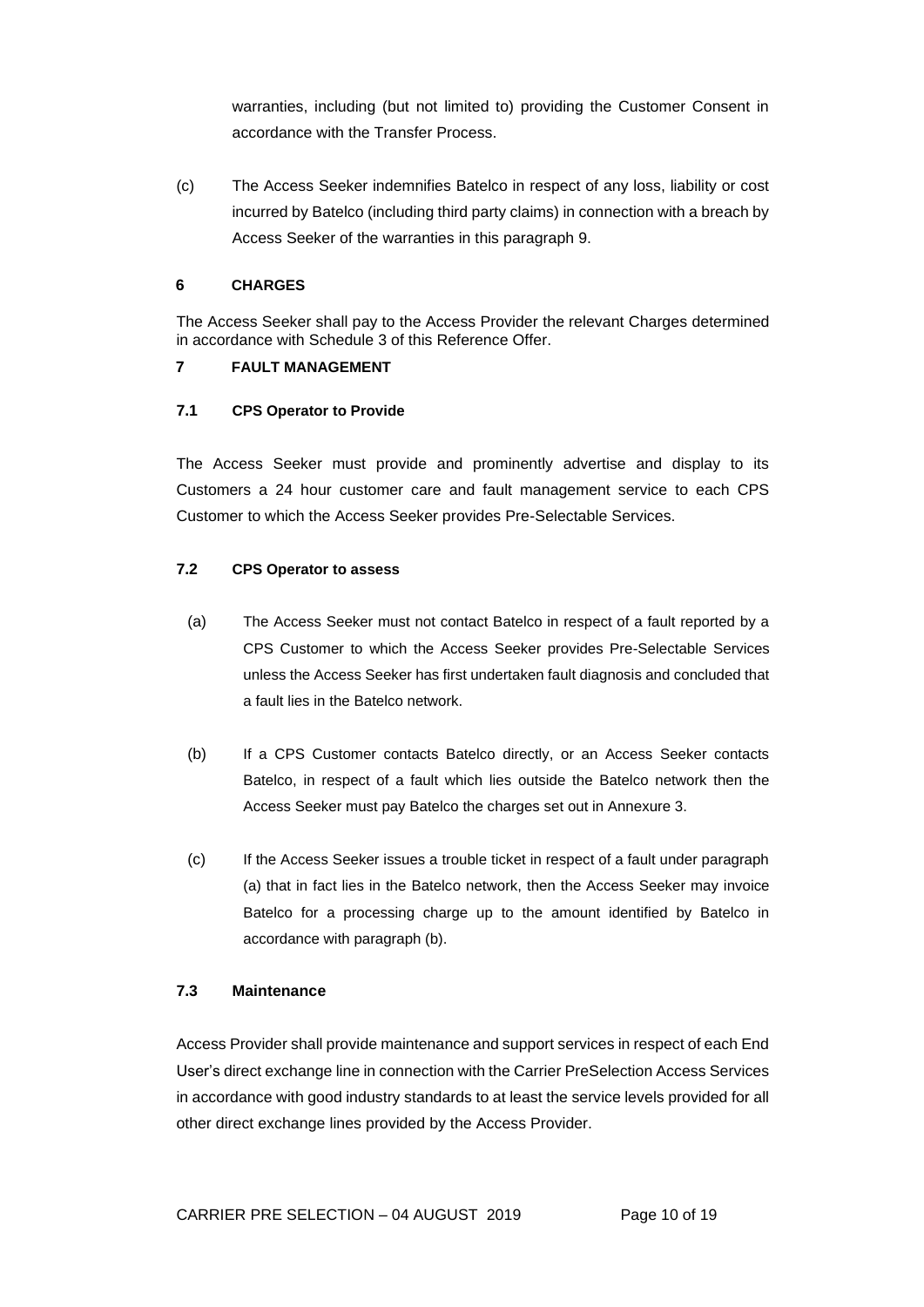warranties, including (but not limited to) providing the Customer Consent in accordance with the Transfer Process.

(c) The Access Seeker indemnifies Batelco in respect of any loss, liability or cost incurred by Batelco (including third party claims) in connection with a breach by Access Seeker of the warranties in this paragraph 9.

## 6 CHARGES

The Access Seeker shall pay to the Access Provider the relevant Charges determined in accordance with Schedule 3 of this Reference Offer.

## 7 FAULT MANAGEMENT

### 7.1 CPS Operator to Provide

The Access Seeker must provide and prominently advertise and display to its Customers a 24 hour customer care and fault management service to each CPS Customer to which the Access Seeker provides Pre-Selectable Services.

### 7.2 CPS Operator to assess

(a) The Access Seeker must not contact Batelco in respect of a fault reported by a CPS Customer to which the Access Seeker provides Pre-Selectable Services unless the Access Seeker has first undertaken fault diagnosis and concluded that a fault lies in the Batelco network.

(b) If a CPS Customer contacts Batelco directly, or an Access Seeker contacts Batelco, in respect of a fault which lies outside the Batelco network then the Access Seeker must pay Batelco the charges set out in Annexure 3.

(c) If the Access Seeker issues a trouble ticket in respect of a fault under paragraph (a) that in fact lies in the Batelco network, then the Access Seeker may invoice Batelco for a processing charge up to the amount identified by Batelco in accordance with paragraph (b).

### 7.3 Maintenance

Access Provider shall provide maintenance and support services in respect of each End User's direct exchange line in connection with the Carrier PreSelection Access Services in accordance with good industry standards to at least the service levels provided for all other direct exchange lines provided by the Access Provider.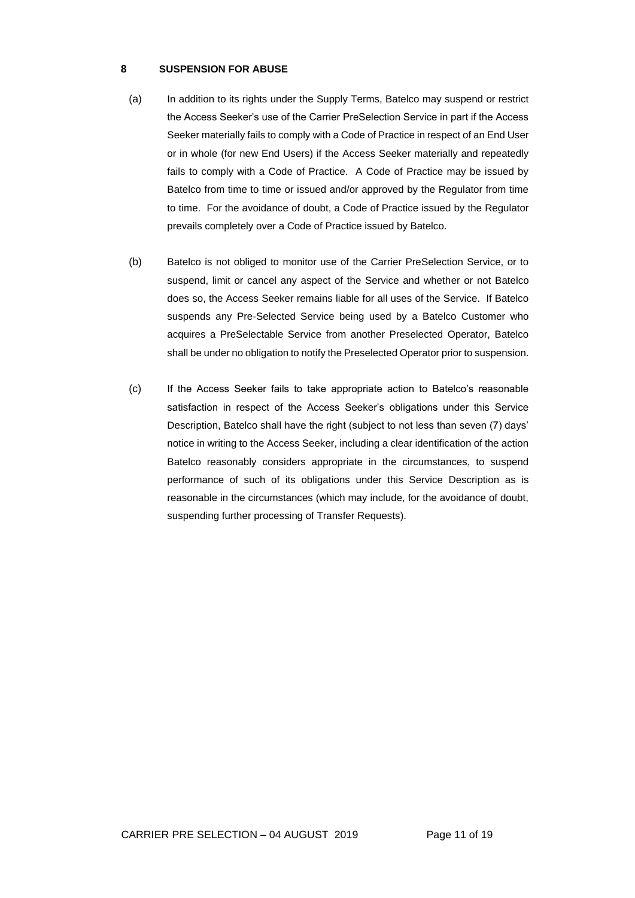## 8 SUSPENSION FOR ABUSE

(a) In addition to its rights under the Supply Terms, Batelco may suspend or restrict the Access Seeker's use of the Carrier PreSelection Service in part if the Access Seeker materially fails to comply with a Code of Practice in respect of an End User or in whole (for new End Users) if the Access Seeker materially and repeatedly fails to comply with a Code of Practice. A Code of Practice may be issued by Batelco from time to time or issued and/or approved by the Regulator from time to time. For the avoidance of doubt, a Code of Practice issued by the Regulator prevails completely over a Code of Practice issued by Batelco.

(b) Batelco is not obliged to monitor use of the Carrier PreSelection Service, or to suspend, limit or cancel any aspect of the Service and whether or not Batelco does so, the Access Seeker remains liable for all uses of the Service. If Batelco suspends any Pre-Selected Service being used by a Batelco Customer who acquires a PreSelectable Service from another Preselected Operator, Batelco shall be under no obligation to notify the Preselected Operator prior to suspension.

(c) If the Access Seeker fails to take appropriate action to Batelco's reasonable satisfaction in respect of the Access Seeker's obligations under this Service Description, Batelco shall have the right (subject to not less than seven (7) days' notice in writing to the Access Seeker, including a clear identification of the action Batelco reasonably considers appropriate in the circumstances, to suspend performance of such of its obligations under this Service Description as is reasonable in the circumstances (which may include, for the avoidance of doubt, suspending further processing of Transfer Requests).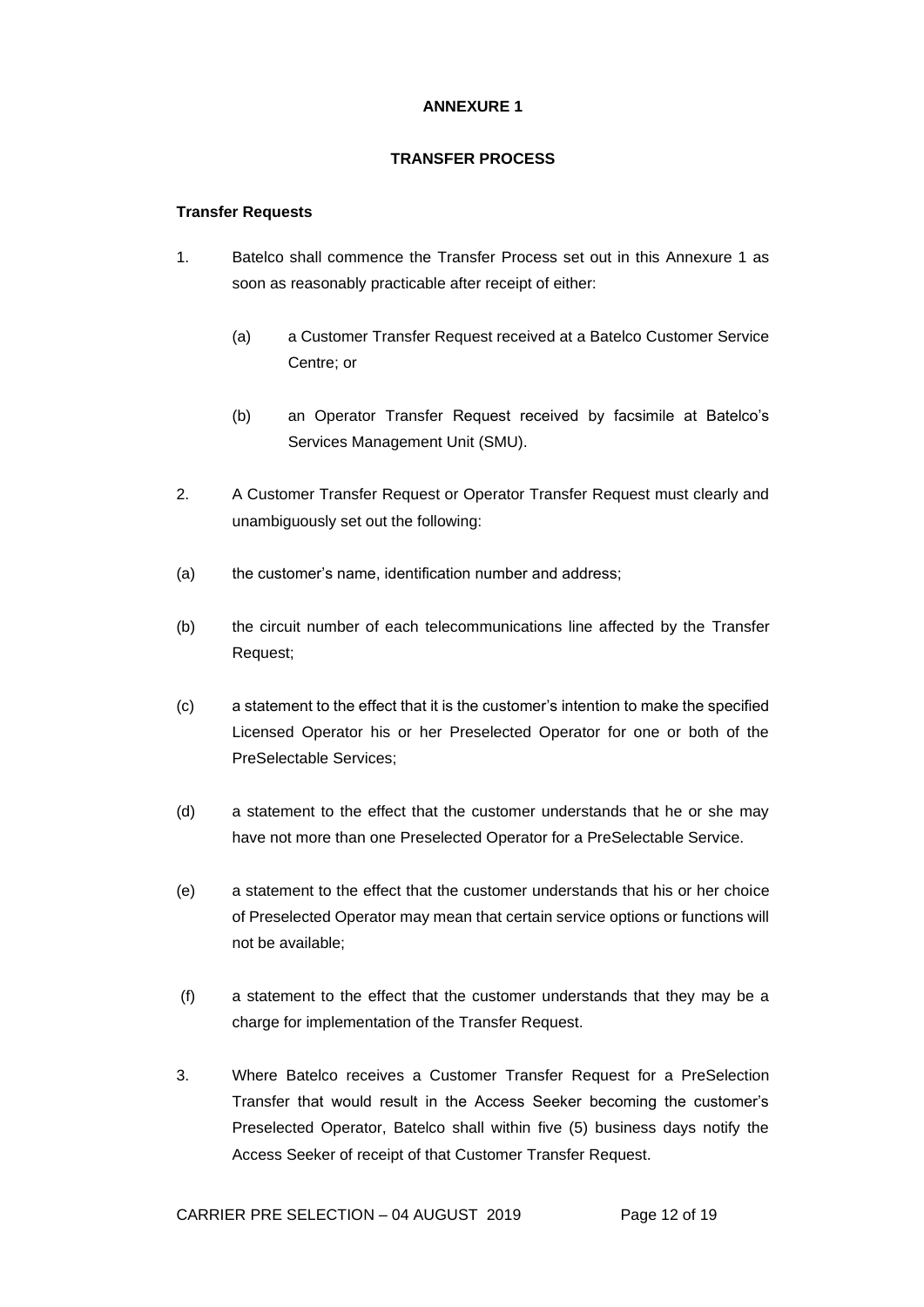**ANNEXURE 1**

**TRANSFER PROCESS**

**Transfer Requests**

1. Batelco shall commence the Transfer Process set out in this Annexure 1 as soon as reasonably practicable after receipt of either:

   (a) a Customer Transfer Request received at a Batelco Customer Service Centre; or

   (b) an Operator Transfer Request received by facsimile at Batelco's Services Management Unit (SMU).

2. A Customer Transfer Request or Operator Transfer Request must clearly and unambiguously set out the following:

(a) the customer's name, identification number and address;

(b) the circuit number of each telecommunications line affected by the Transfer Request;

(c) a statement to the effect that it is the customer's intention to make the specified Licensed Operator his or her Preselected Operator for one or both of the PreSelectable Services;

(d) a statement to the effect that the customer understands that he or she may have not more than one Preselected Operator for a PreSelectable Service.

(e) a statement to the effect that the customer understands that his or her choice of Preselected Operator may mean that certain service options or functions will not be available;

(f) a statement to the effect that the customer understands that they may be a charge for implementation of the Transfer Request.

3. Where Batelco receives a Customer Transfer Request for a PreSelection Transfer that would result in the Access Seeker becoming the customer's Preselected Operator, Batelco shall within five (5) business days notify the Access Seeker of receipt of that Customer Transfer Request.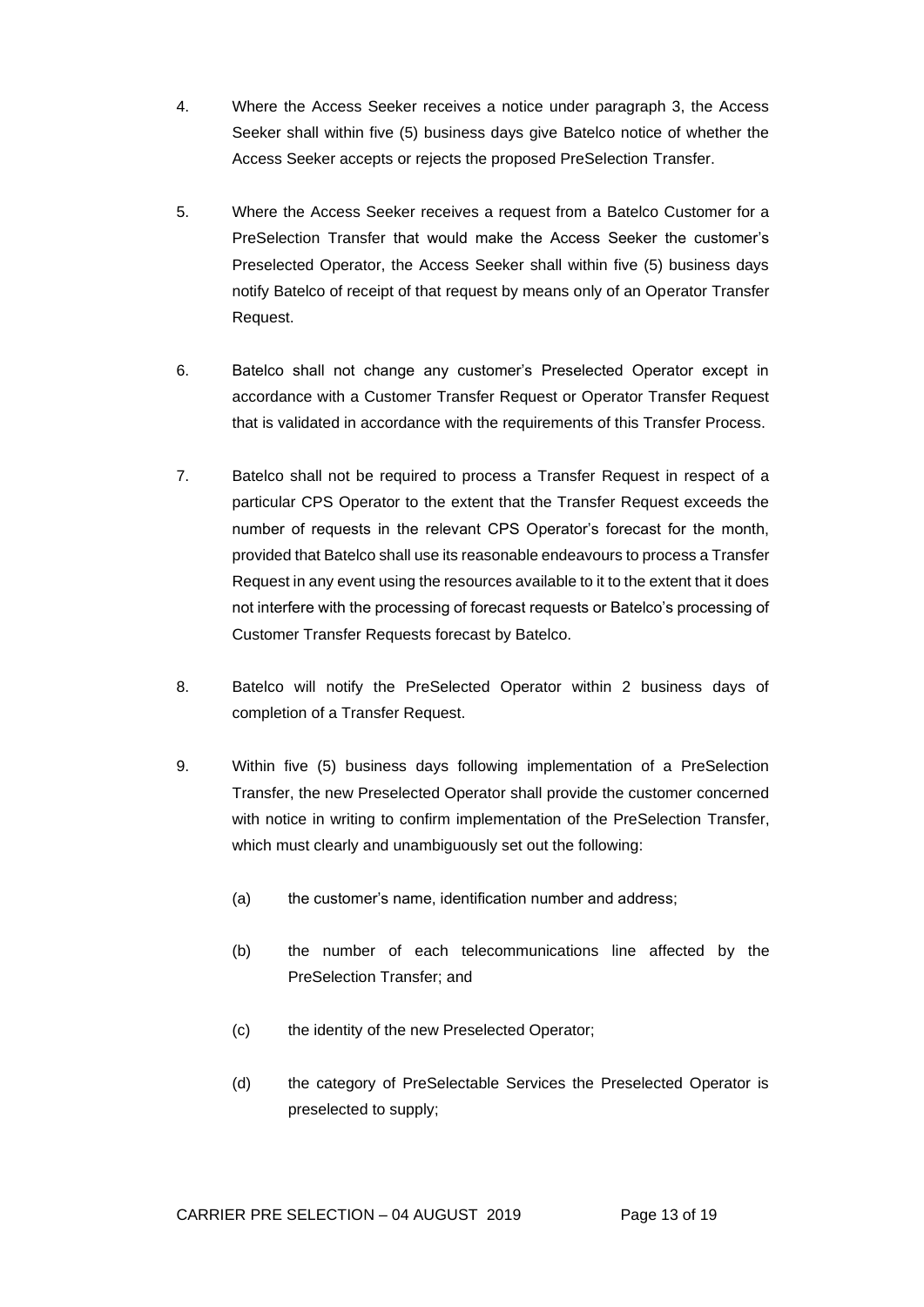4. Where the Access Seeker receives a notice under paragraph 3, the Access Seeker shall within five (5) business days give Batelco notice of whether the Access Seeker accepts or rejects the proposed PreSelection Transfer.

5. Where the Access Seeker receives a request from a Batelco Customer for a PreSelection Transfer that would make the Access Seeker the customer's Preselected Operator, the Access Seeker shall within five (5) business days notify Batelco of receipt of that request by means only of an Operator Transfer Request.

6. Batelco shall not change any customer's Preselected Operator except in accordance with a Customer Transfer Request or Operator Transfer Request that is validated in accordance with the requirements of this Transfer Process.

7. Batelco shall not be required to process a Transfer Request in respect of a particular CPS Operator to the extent that the Transfer Request exceeds the number of requests in the relevant CPS Operator's forecast for the month, provided that Batelco shall use its reasonable endeavours to process a Transfer Request in any event using the resources available to it to the extent that it does not interfere with the processing of forecast requests or Batelco's processing of Customer Transfer Requests forecast by Batelco.

8. Batelco will notify the PreSelected Operator within 2 business days of completion of a Transfer Request.

9. Within five (5) business days following implementation of a PreSelection Transfer, the new Preselected Operator shall provide the customer concerned with notice in writing to confirm implementation of the PreSelection Transfer, which must clearly and unambiguously set out the following:

   (a) the customer's name, identification number and address;

   (b) the number of each telecommunications line affected by the PreSelection Transfer; and

   (c) the identity of the new Preselected Operator;

   (d) the category of PreSelectable Services the Preselected Operator is preselected to supply;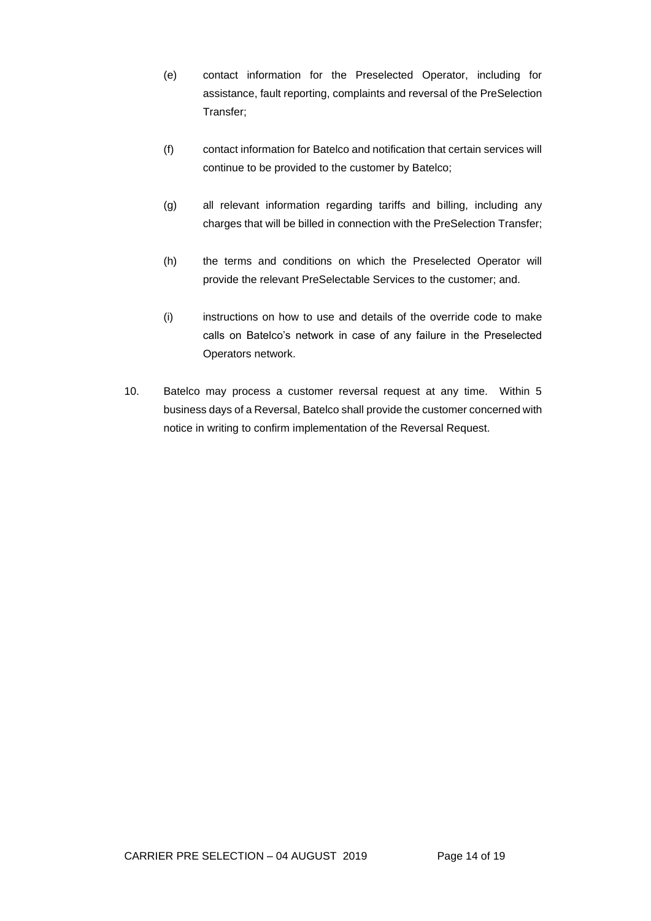(e) contact information for the Preselected Operator, including for assistance, fault reporting, complaints and reversal of the PreSelection Transfer;

(f) contact information for Batelco and notification that certain services will continue to be provided to the customer by Batelco;

(g) all relevant information regarding tariffs and billing, including any charges that will be billed in connection with the PreSelection Transfer;

(h) the terms and conditions on which the Preselected Operator will provide the relevant PreSelectable Services to the customer; and.

(i) instructions on how to use and details of the override code to make calls on Batelco's network in case of any failure in the Preselected Operators network.

10. Batelco may process a customer reversal request at any time. Within 5 business days of a Reversal, Batelco shall provide the customer concerned with notice in writing to confirm implementation of the Reversal Request.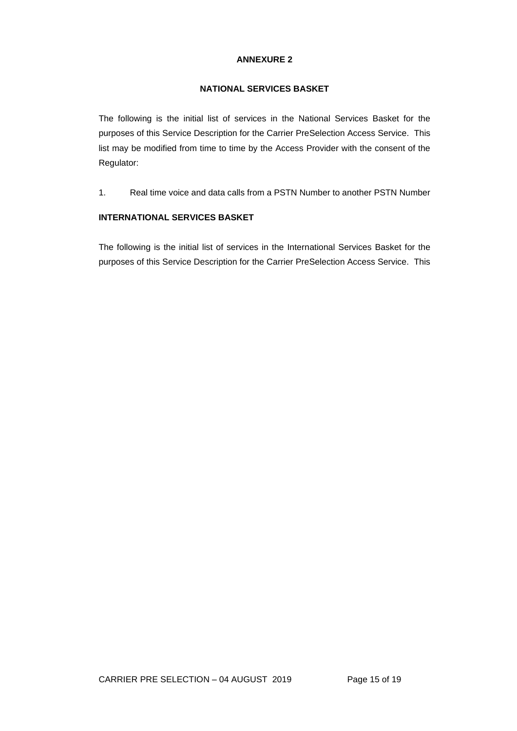## ANNEXURE 2

### NATIONAL SERVICES BASKET

The following is the initial list of services in the National Services Basket for the purposes of this Service Description for the Carrier PreSelection Access Service. This list may be modified from time to time by the Access Provider with the consent of the Regulator:

1. Real time voice and data calls from a PSTN Number to another PSTN Number

**INTERNATIONAL SERVICES BASKET**

The following is the initial list of services in the International Services Basket for the purposes of this Service Description for the Carrier PreSelection Access Service. This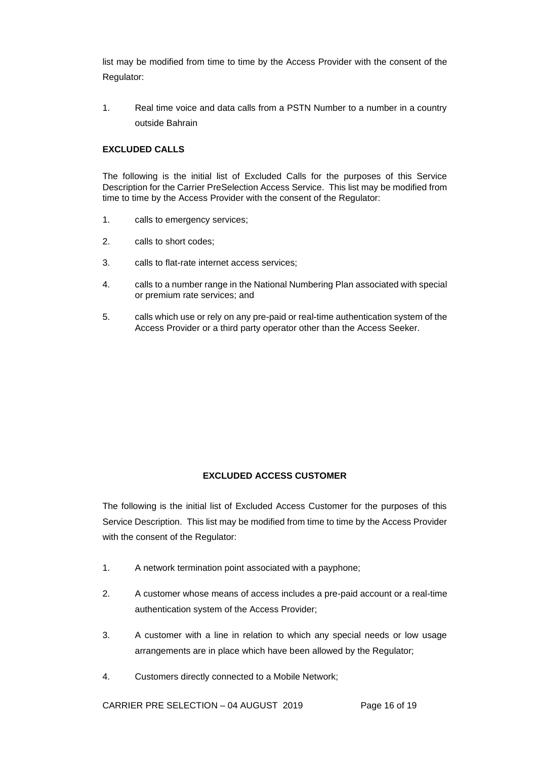list may be modified from time to time by the Access Provider with the consent of the Regulator:

1. Real time voice and data calls from a PSTN Number to a number in a country outside Bahrain

**EXCLUDED CALLS**

The following is the initial list of Excluded Calls for the purposes of this Service Description for the Carrier PreSelection Access Service. This list may be modified from time to time by the Access Provider with the consent of the Regulator:

1. calls to emergency services;
2. calls to short codes;
3. calls to flat-rate internet access services;
4. calls to a number range in the National Numbering Plan associated with special or premium rate services; and
5. calls which use or rely on any pre-paid or real-time authentication system of the Access Provider or a third party operator other than the Access Seeker.

**EXCLUDED ACCESS CUSTOMER**

The following is the initial list of Excluded Access Customer for the purposes of this Service Description. This list may be modified from time to time by the Access Provider with the consent of the Regulator:

1. A network termination point associated with a payphone;
2. A customer whose means of access includes a pre-paid account or a real-time authentication system of the Access Provider;
3. A customer with a line in relation to which any special needs or low usage arrangements are in place which have been allowed by the Regulator;
4. Customers directly connected to a Mobile Network;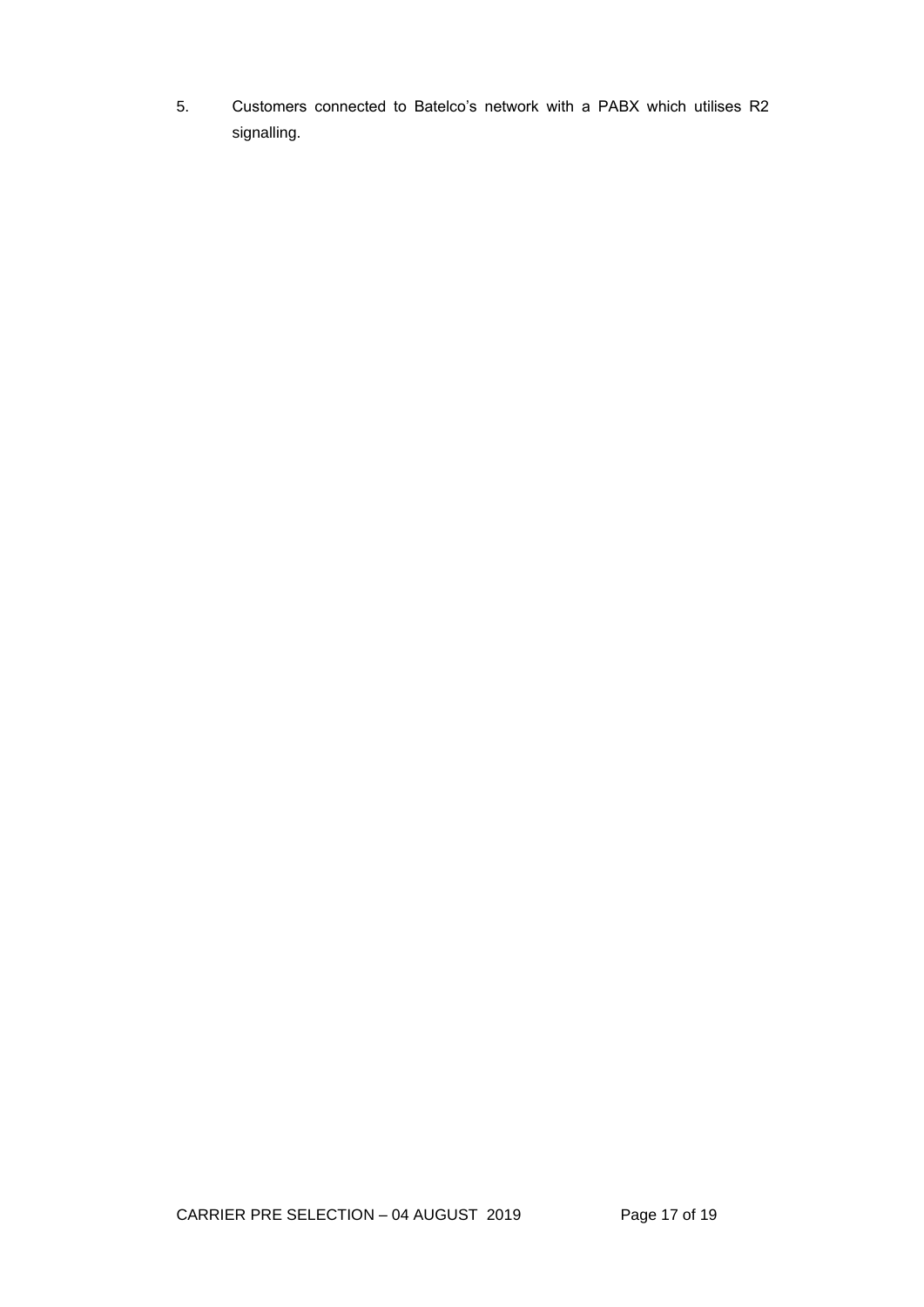5. Customers connected to Batelco's network with a PABX which utilises R2 signalling.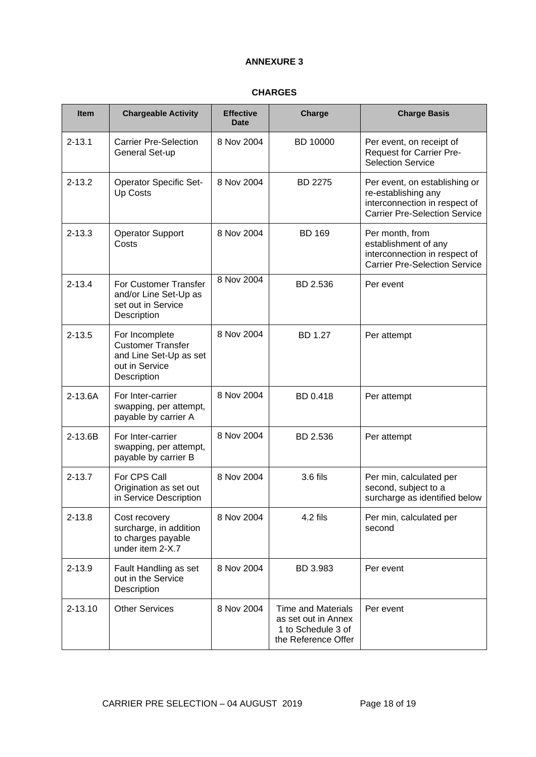**ANNEXURE 3**

**CHARGES**

| Item | Chargeable Activity | Effective Date | Charge | Charge Basis |
| --- | --- | --- | --- | --- |
| 2-13.1 | Carrier Pre-Selection General Set-up | 8 Nov 2004 | BD 10000 | Per event, on receipt of Request for Carrier Pre-Selection Service |
| 2-13.2 | Operator Specific Set-Up Costs | 8 Nov 2004 | BD 2275 | Per event, on establishing or re-establishing any interconnection in respect of Carrier Pre-Selection Service |
| 2-13.3 | Operator Support Costs | 8 Nov 2004 | BD 169 | Per month, from establishment of any interconnection in respect of Carrier Pre-Selection Service |
| 2-13.4 | For Customer Transfer and/or Line Set-Up as set out in Service Description | 8 Nov 2004 | BD 2.536 | Per event |
| 2-13.5 | For Incomplete Customer Transfer and Line Set-Up as set out in Service Description | 8 Nov 2004 | BD 1.27 | Per attempt |
| 2-13.6A | For Inter-carrier swapping, per attempt, payable by carrier A | 8 Nov 2004 | BD 0.418 | Per attempt |
| 2-13.6B | For Inter-carrier swapping, per attempt, payable by carrier B | 8 Nov 2004 | BD 2.536 | Per attempt |
| 2-13.7 | For CPS Call Origination as set out in Service Description | 8 Nov 2004 | 3.6 fils | Per min, calculated per second, subject to a surcharge as identified below |
| 2-13.8 | Cost recovery surcharge, in addition to charges payable under item 2-X.7 | 8 Nov 2004 | 4.2 fils | Per min, calculated per second |
| 2-13.9 | Fault Handling as set out in the Service Description | 8 Nov 2004 | BD 3.983 | Per event |
| 2-13.10 | Other Services | 8 Nov 2004 | Time and Materials as set out in Annex 1 to Schedule 3 of the Reference Offer | Per event |

CARRIER PRE SELECTION – 04 AUGUST 2019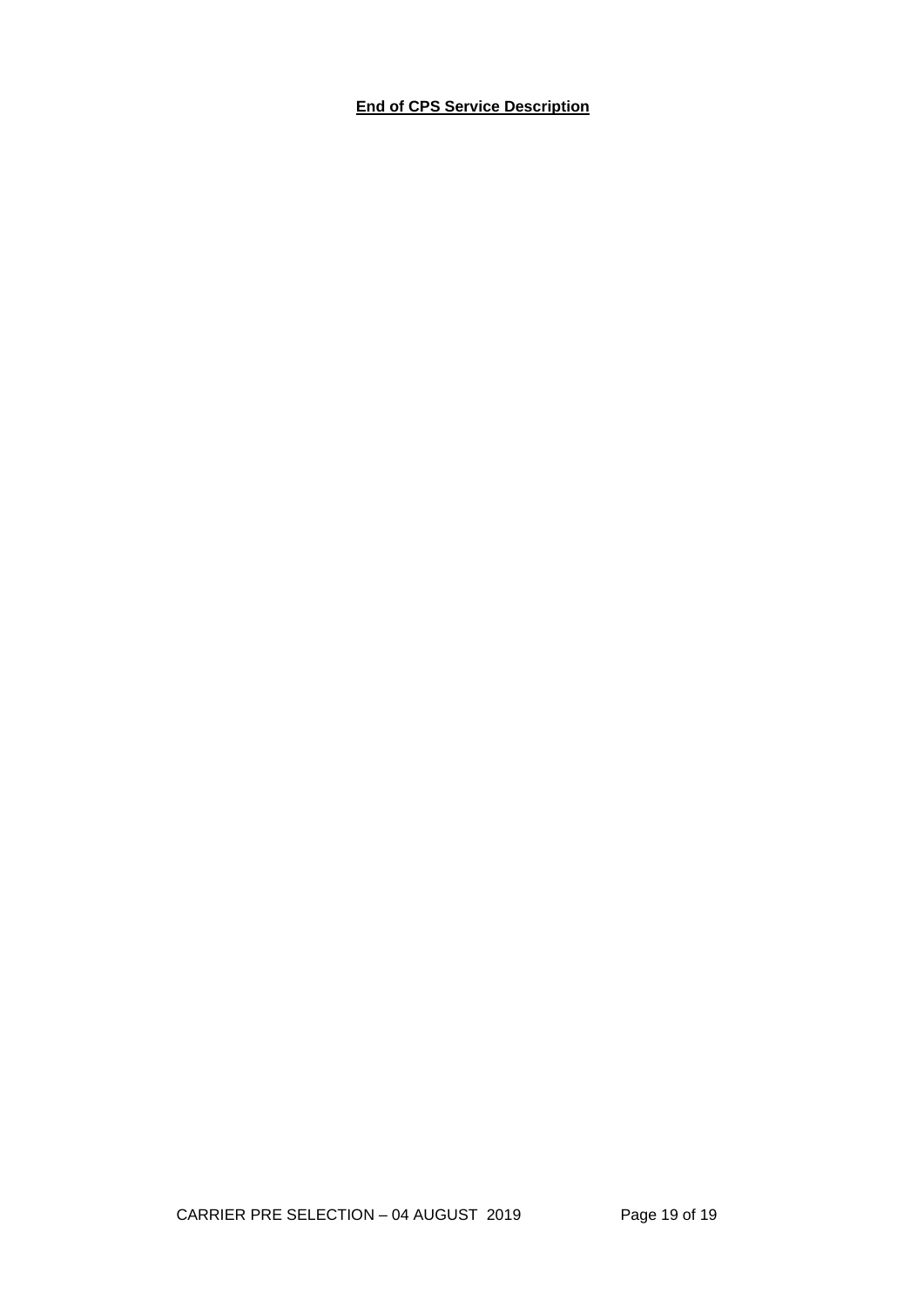**End of CPS Service Description**